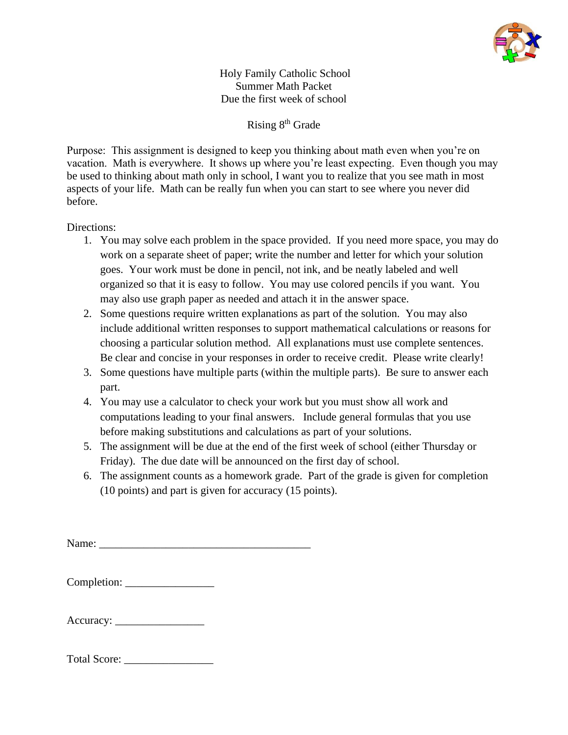# Holy Family Catholic School
## Summer Math Packet
### Due the first week of school

### Rising 8th Grade

Purpose: This assignment is designed to keep you thinking about math even when you're on vacation. Math is everywhere. It shows up where you're least expecting. Even though you may be used to thinking about math only in school, I want you to realize that you see math in most aspects of your life. Math can be really fun when you can start to see where you never did before.

Directions:

1. You may solve each problem in the space provided. If you need more space, you may do work on a separate sheet of paper; write the number and letter for which your solution goes. Your work must be done in pencil, not ink, and be neatly labeled and well organized so that it is easy to follow. You may use colored pencils if you want. You may also use graph paper as needed and attach it in the answer space.
2. Some questions require written explanations as part of the solution. You may also include additional written responses to support mathematical calculations or reasons for choosing a particular solution method. All explanations must use complete sentences. Be clear and concise in your responses in order to receive credit. Please write clearly!
3. Some questions have multiple parts (within the multiple parts). Be sure to answer each part.
4. You may use a calculator to check your work but you must show all work and computations leading to your final answers. Include general formulas that you use before making substitutions and calculations as part of your solutions.
5. The assignment will be due at the end of the first week of school (either Thursday or Friday). The due date will be announced on the first day of school.
6. The assignment counts as a homework grade. Part of the grade is given for completion (10 points) and part is given for accuracy (15 points).

Name: ______________________________________

Completion: ________________

Accuracy: ________________

Total Score: ________________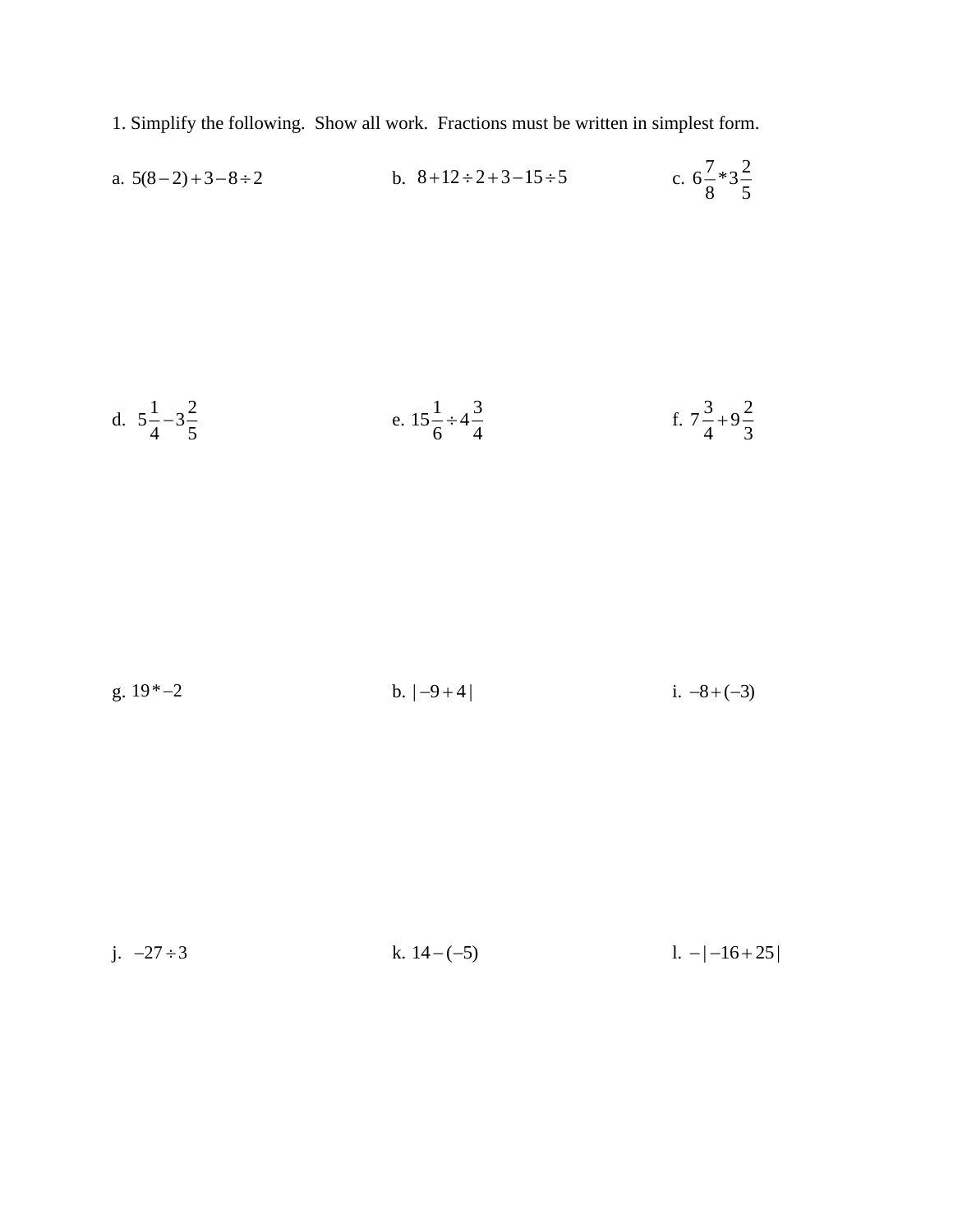1. Simplify the following. Show all work. Fractions must be written in simplest form.

a. $5(8-2)+3-8\div 2$

b. $8+12\div 2+3-15\div 5$

c. $6\frac{7}{8}*3\frac{2}{5}$

d. $5\frac{1}{4}-3\frac{2}{5}$

e. $15\frac{1}{6}\div 4\frac{3}{4}$

f. $7\frac{3}{4}+9\frac{2}{3}$

g. $19*-2$

b. $|-9+4|$

i. $-8+(-3)$

j. $-27\div 3$

k. $14-(-5)$

l. $-|-16+25|$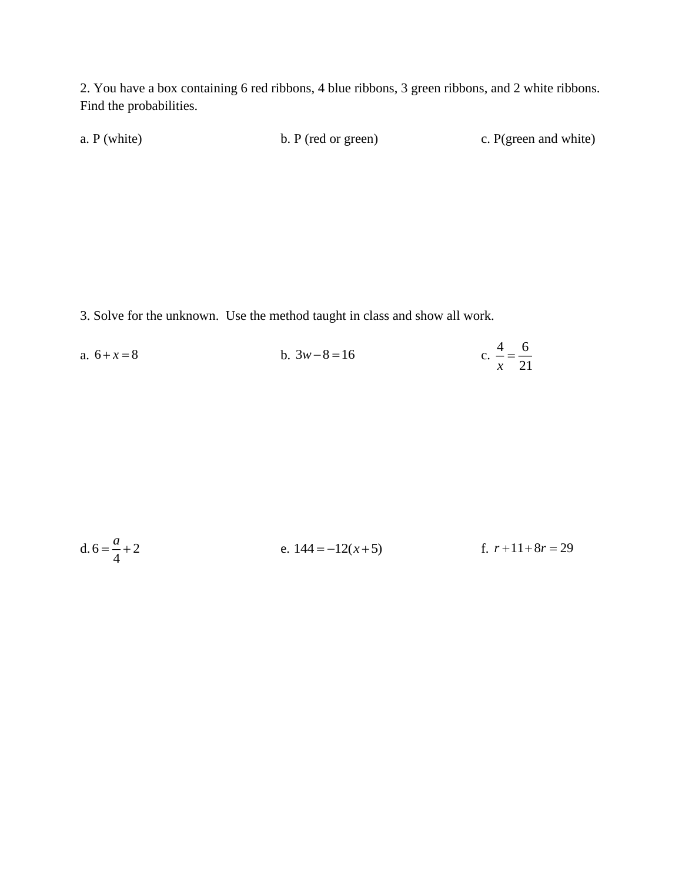2. You have a box containing 6 red ribbons, 4 blue ribbons, 3 green ribbons, and 2 white ribbons. Find the probabilities.

a. P (white)

b. P (red or green)

c. P(green and white)

3. Solve for the unknown. Use the method taught in class and show all work.

a. $6 + x = 8$

b. $3w - 8 = 16$

c. $\frac{4}{x} = \frac{6}{21}$

d. $6 = \frac{a}{4} + 2$

e. $144 = -12(x + 5)$

f. $r + 11 + 8r = 29$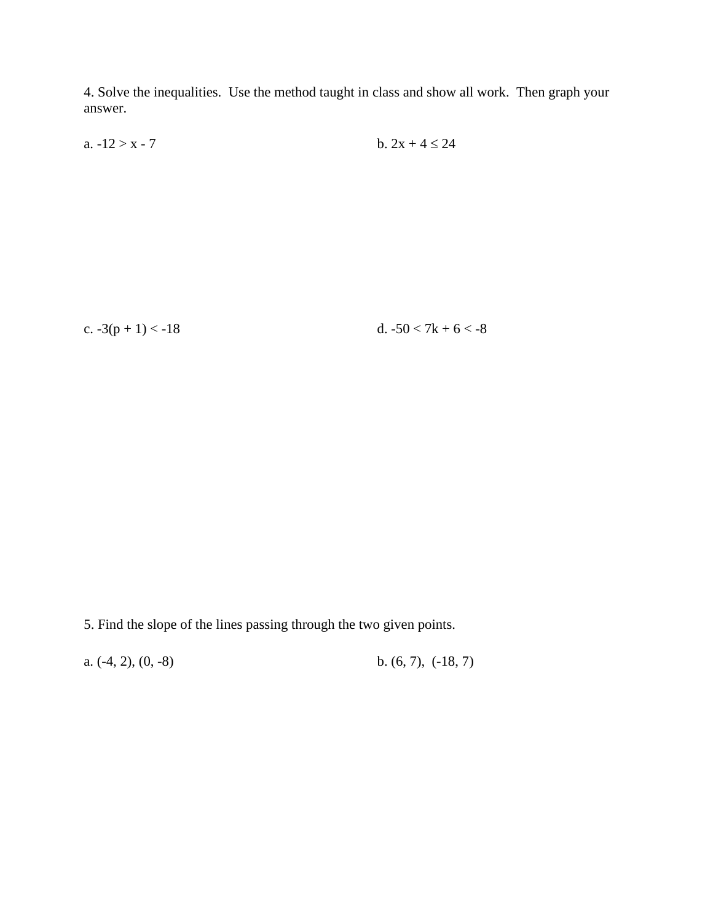4. Solve the inequalities. Use the method taught in class and show all work. Then graph your answer.

a. $-12 > x - 7$

b. $2x + 4 \leq 24$

c. $-3(p + 1) < -18$

d. $-50 < 7k + 6 < -8$

5. Find the slope of the lines passing through the two given points.

a. $(-4, 2), (0, -8)$

b. $(6, 7), (-18, 7)$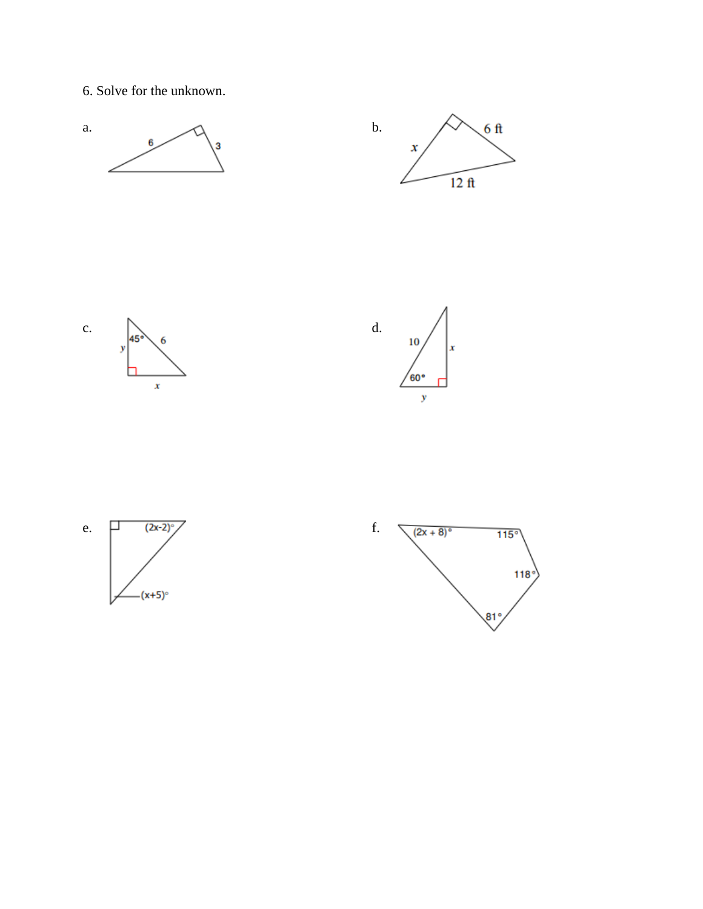6. Solve for the unknown.

a.

6

3

b.

$x$

6 ft

12 ft

c.

45°

6

$y$

$x$

d.

10

$x$

60°

$y$

e.

(2x-2)°

(x+5)°

f.

(2x + 8)°

115°

118°

81°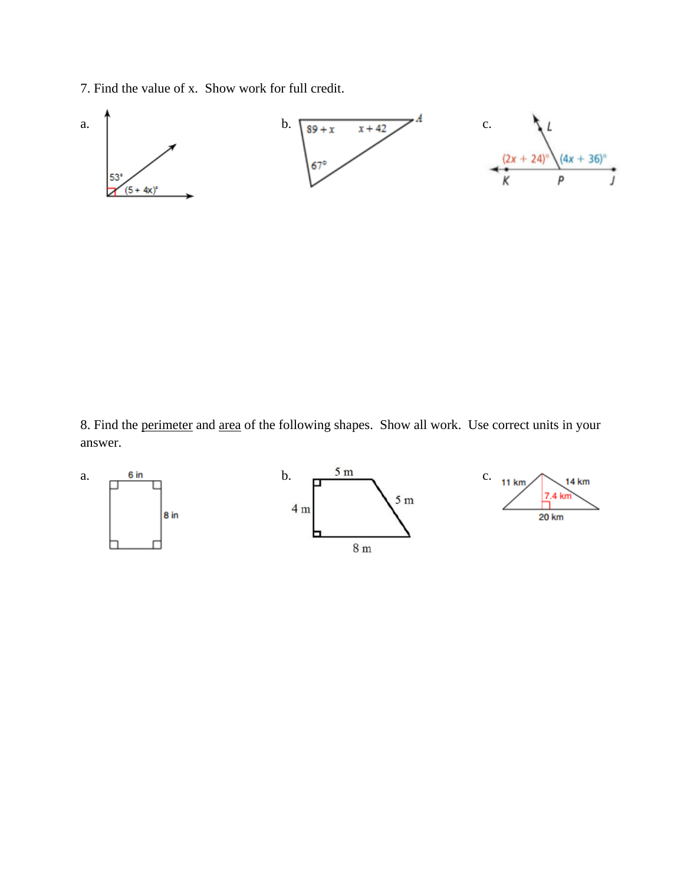7. Find the value of x. Show work for full credit.

a.

$53°$

$(5 + 4x)°$

b.

$89 + x$

$x + 42$

$67°$

A

c.

L

$(2x + 24)°$

$(4x + 36)°$

K

P

J

8. Find the perimeter and area of the following shapes. Show all work. Use correct units in your answer.

a.

6 in

8 in

b.

5 m

4 m

5 m

8 m

c.

11 km

14 km

7.4 km

20 km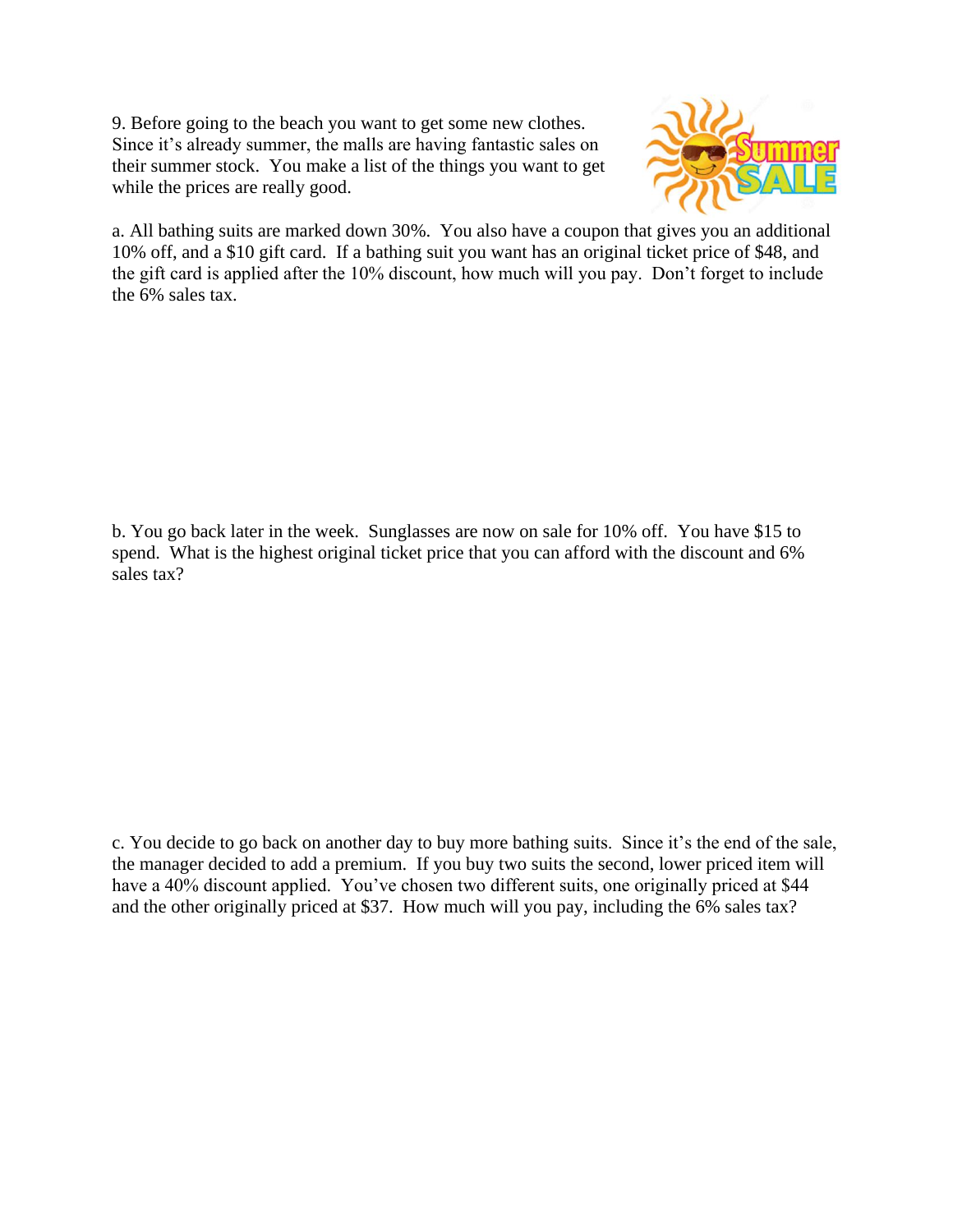9. Before going to the beach you want to get some new clothes. Since it's already summer, the malls are having fantastic sales on their summer stock. You make a list of the things you want to get while the prices are really good.

a. All bathing suits are marked down 30%. You also have a coupon that gives you an additional 10% off, and a $10 gift card. If a bathing suit you want has an original ticket price of $48, and the gift card is applied after the 10% discount, how much will you pay. Don't forget to include the 6% sales tax.

b. You go back later in the week. Sunglasses are now on sale for 10% off. You have $15 to spend. What is the highest original ticket price that you can afford with the discount and 6% sales tax?

c. You decide to go back on another day to buy more bathing suits. Since it's the end of the sale, the manager decided to add a premium. If you buy two suits the second, lower priced item will have a 40% discount applied. You've chosen two different suits, one originally priced at $44 and the other originally priced at $37. How much will you pay, including the 6% sales tax?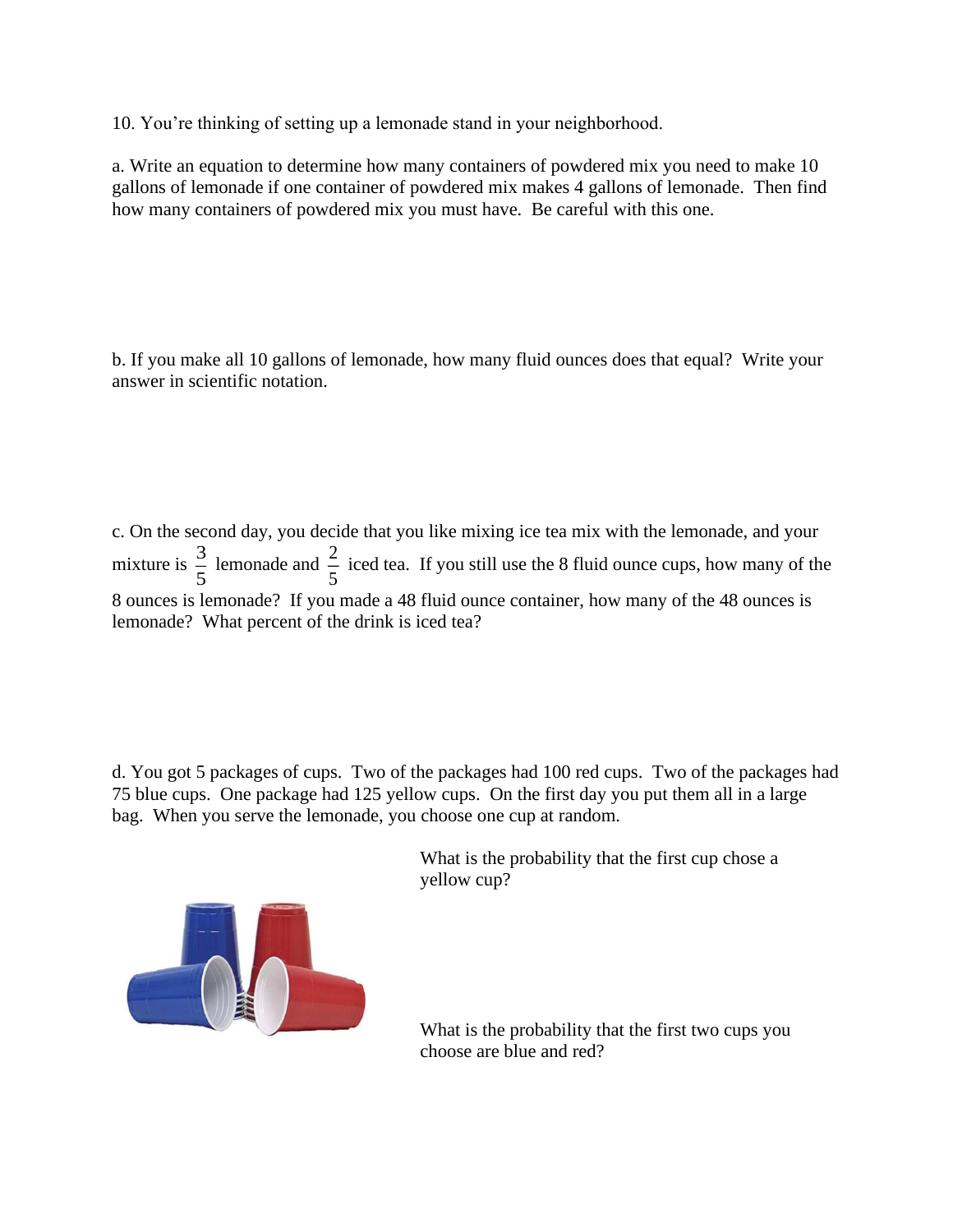10. You're thinking of setting up a lemonade stand in your neighborhood.

a. Write an equation to determine how many containers of powdered mix you need to make 10 gallons of lemonade if one container of powdered mix makes 4 gallons of lemonade. Then find how many containers of powdered mix you must have. Be careful with this one.

b. If you make all 10 gallons of lemonade, how many fluid ounces does that equal? Write your answer in scientific notation.

c. On the second day, you decide that you like mixing ice tea mix with the lemonade, and your mixture is $\frac{3}{5}$ lemonade and $\frac{2}{5}$ iced tea. If you still use the 8 fluid ounce cups, how many of the 8 ounces is lemonade? If you made a 48 fluid ounce container, how many of the 48 ounces is lemonade? What percent of the drink is iced tea?

d. You got 5 packages of cups. Two of the packages had 100 red cups. Two of the packages had 75 blue cups. One package had 125 yellow cups. On the first day you put them all in a large bag. When you serve the lemonade, you choose one cup at random.

What is the probability that the first cup chose a yellow cup?

What is the probability that the first two cups you choose are blue and red?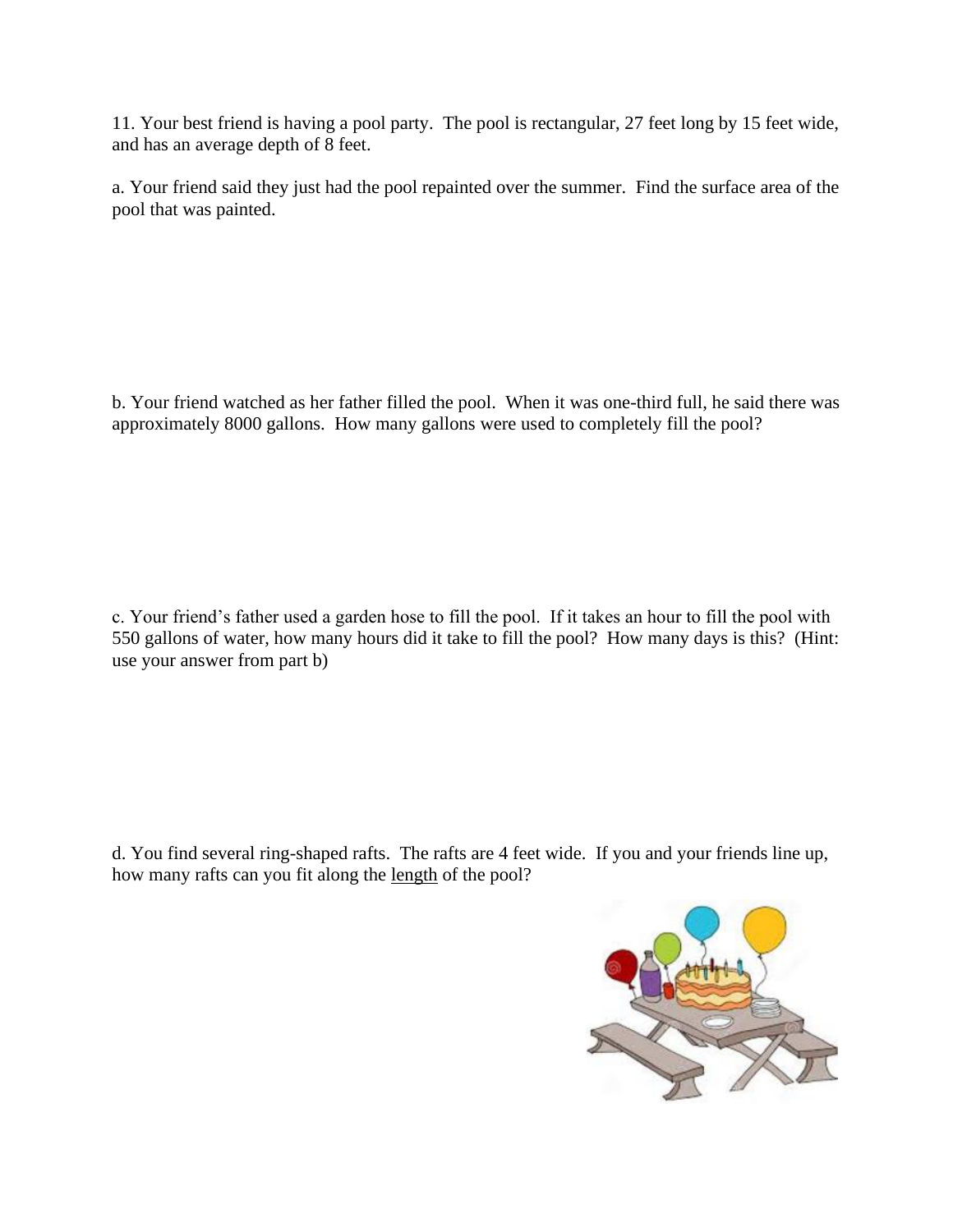11. Your best friend is having a pool party. The pool is rectangular, 27 feet long by 15 feet wide, and has an average depth of 8 feet.

a. Your friend said they just had the pool repainted over the summer. Find the surface area of the pool that was painted.

b. Your friend watched as her father filled the pool. When it was one-third full, he said there was approximately 8000 gallons. How many gallons were used to completely fill the pool?

c. Your friend's father used a garden hose to fill the pool. If it takes an hour to fill the pool with 550 gallons of water, how many hours did it take to fill the pool? How many days is this? (Hint: use your answer from part b)

d. You find several ring-shaped rafts. The rafts are 4 feet wide. If you and your friends line up, how many rafts can you fit along the <u>length</u> of the pool?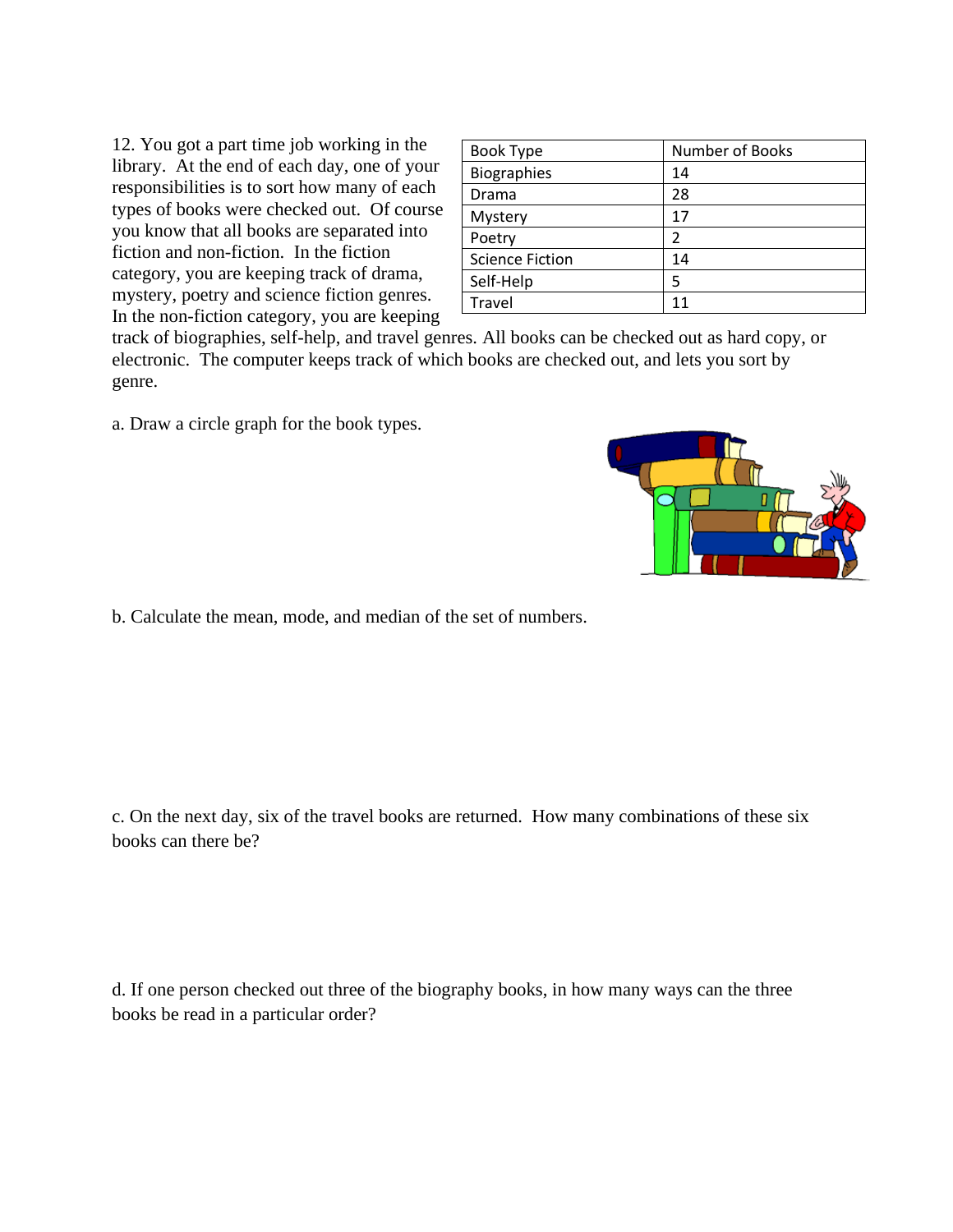12. You got a part time job working in the library. At the end of each day, one of your responsibilities is to sort how many of each types of books were checked out. Of course you know that all books are separated into fiction and non-fiction. In the fiction category, you are keeping track of drama, mystery, poetry and science fiction genres. In the non-fiction category, you are keeping track of biographies, self-help, and travel genres. All books can be checked out as hard copy, or electronic. The computer keeps track of which books are checked out, and lets you sort by genre.

| Book Type | Number of Books |
|---|---|
| Biographies | 14 |
| Drama | 28 |
| Mystery | 17 |
| Poetry | 2 |
| Science Fiction | 14 |
| Self-Help | 5 |
| Travel | 11 |

a. Draw a circle graph for the book types.

b. Calculate the mean, mode, and median of the set of numbers.

c. On the next day, six of the travel books are returned. How many combinations of these six books can there be?

d. If one person checked out three of the biography books, in how many ways can the three books be read in a particular order?